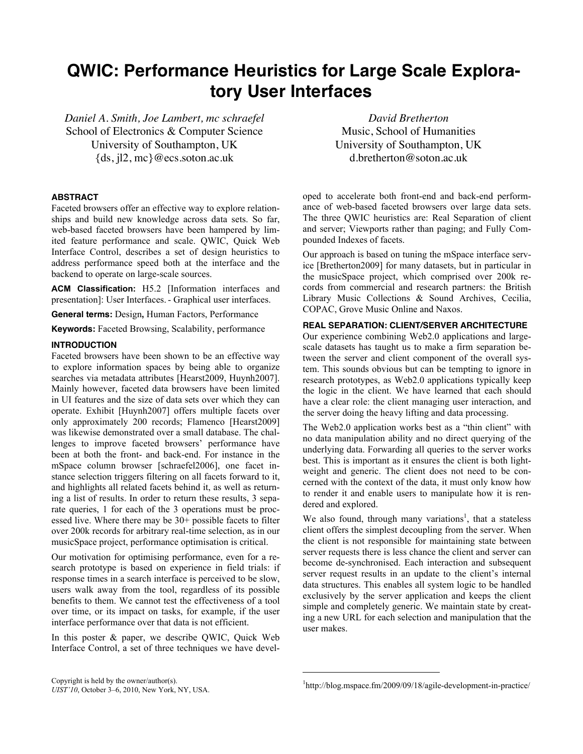# QWIC: Performance Heuristics for Large Scale Exploratory User Interfaces

*Daniel A. Smith, Joe Lambert, mc schraefel*
School of Electronics & Computer Science
University of Southampton, UK
{ds, jl2, mc}@ecs.soton.ac.uk

*David Bretherton*
Music, School of Humanities
University of Southampton, UK
d.bretherton@soton.ac.uk

## ABSTRACT

Faceted browsers offer an effective way to explore relationships and build new knowledge across data sets. So far, web-based faceted browsers have been hampered by limited feature performance and scale. QWIC, Quick Web Interface Control, describes a set of design heuristics to address performance speed both at the interface and the backend to operate on large-scale sources.

**ACM Classification:** H5.2 [Information interfaces and presentation]: User Interfaces. - Graphical user interfaces.

**General terms:** Design**,** Human Factors, Performance

**Keywords:** Faceted Browsing, Scalability, performance

## INTRODUCTION

Faceted browsers have been shown to be an effective way to explore information spaces by being able to organize searches via metadata attributes [Hearst2009, Huynh2007]. Mainly however, faceted data browsers have been limited in UI features and the size of data sets over which they can operate. Exhibit [Huynh2007] offers multiple facets over only approximately 200 records; Flamenco [Hearst2009] was likewise demonstrated over a small database. The challenges to improve faceted browsers' performance have been at both the front- and back-end. For instance in the mSpace column browser [schraefel2006], one facet instance selection triggers filtering on all facets forward to it, and highlights all related facets behind it, as well as returning a list of results. In order to return these results, 3 separate queries, 1 for each of the 3 operations must be processed live. Where there may be 30+ possible facets to filter over 200k records for arbitrary real-time selection, as in our musicSpace project, performance optimisation is critical.

Our motivation for optimising performance, even for a research prototype is based on experience in field trials: if response times in a search interface is perceived to be slow, users walk away from the tool, regardless of its possible benefits to them. We cannot test the effectiveness of a tool over time, or its impact on tasks, for example, if the user interface performance over that data is not efficient.

In this poster & paper, we describe QWIC, Quick Web Interface Control, a set of three techniques we have developed to accelerate both front-end and back-end performance of web-based faceted browsers over large data sets. The three QWIC heuristics are: Real Separation of client and server; Viewports rather than paging; and Fully Compounded Indexes of facets.

Our approach is based on tuning the mSpace interface service [Bretherton2009] for many datasets, but in particular in the musicSpace project, which comprised over 200k records from commercial and research partners: the British Library Music Collections & Sound Archives, Cecilia, COPAC, Grove Music Online and Naxos.

## REAL SEPARATION: CLIENT/SERVER ARCHITECTURE

Our experience combining Web2.0 applications and large-scale datasets has taught us to make a firm separation between the server and client component of the overall system. This sounds obvious but can be tempting to ignore in research prototypes, as Web2.0 applications typically keep the logic in the client. We have learned that each should have a clear role: the client managing user interaction, and the server doing the heavy lifting and data processing.

The Web2.0 application works best as a "thin client" with no data manipulation ability and no direct querying of the underlying data. Forwarding all queries to the server works best. This is important as it ensures the client is both lightweight and generic. The client does not need to be concerned with the context of the data, it must only know how to render it and enable users to manipulate how it is rendered and explored.

We also found, through many variations[1], that a stateless client offers the simplest decoupling from the server. When the client is not responsible for maintaining state between server requests there is less chance the client and server can become de-synchronised. Each interaction and subsequent server request results in an update to the client's internal data structures. This enables all system logic to be handled exclusively by the server application and keeps the client simple and completely generic. We maintain state by creating a new URL for each selection and manipulation that the user makes.

Copyright is held by the owner/author(s).
*UIST'10*, October 3–6, 2010, New York, NY, USA.

[1] http://blog.mspace.fm/2009/09/18/agile-development-in-practice/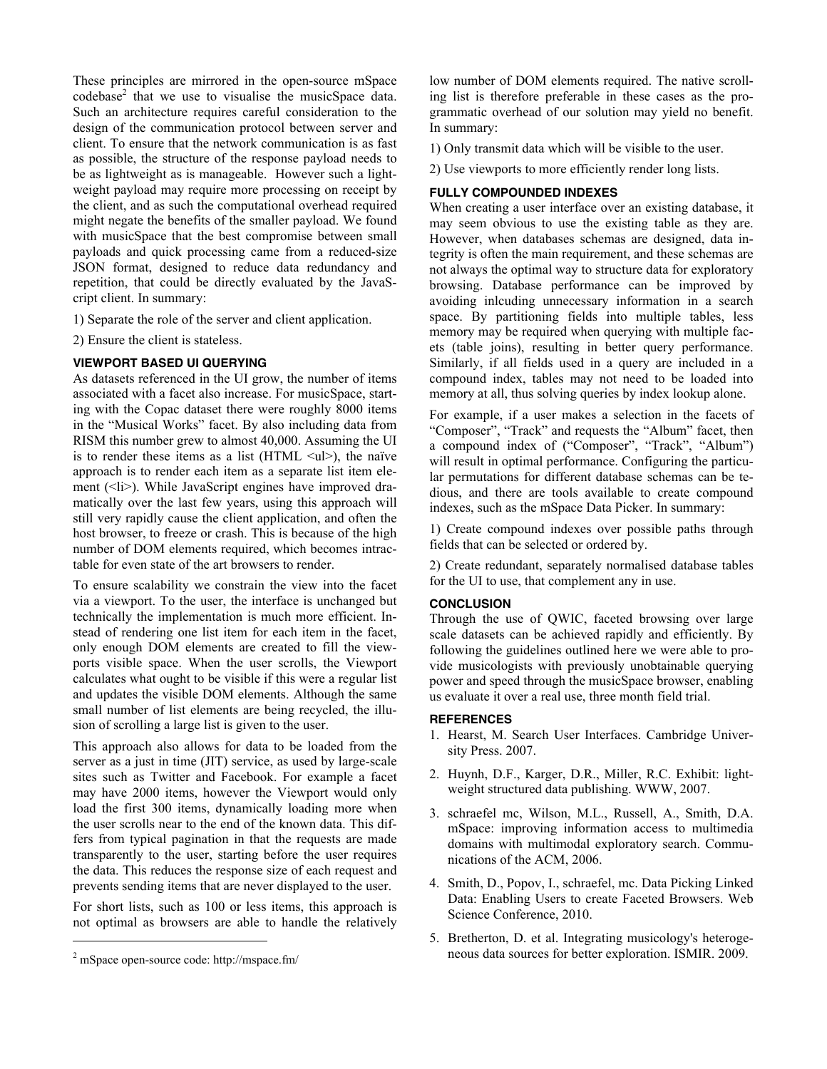These principles are mirrored in the open-source mSpace codebase[2] that we use to visualise the musicSpace data. Such an architecture requires careful consideration to the design of the communication protocol between server and client. To ensure that the network communication is as fast as possible, the structure of the response payload needs to be as lightweight as is manageable. However such a lightweight payload may require more processing on receipt by the client, and as such the computational overhead required might negate the benefits of the smaller payload. We found with musicSpace that the best compromise between small payloads and quick processing came from a reduced-size JSON format, designed to reduce data redundancy and repetition, that could be directly evaluated by the JavaScript client. In summary:

1) Separate the role of the server and client application.

2) Ensure the client is stateless.

### VIEWPORT BASED UI QUERYING

As datasets referenced in the UI grow, the number of items associated with a facet also increase. For musicSpace, starting with the Copac dataset there were roughly 8000 items in the "Musical Works" facet. By also including data from RISM this number grew to almost 40,000. Assuming the UI is to render these items as a list (HTML <ul>), the naïve approach is to render each item as a separate list item element (<li>). While JavaScript engines have improved dramatically over the last few years, using this approach will still very rapidly cause the client application, and often the host browser, to freeze or crash. This is because of the high number of DOM elements required, which becomes intractable for even state of the art browsers to render.

To ensure scalability we constrain the view into the facet via a viewport. To the user, the interface is unchanged but technically the implementation is much more efficient. Instead of rendering one list item for each item in the facet, only enough DOM elements are created to fill the viewports visible space. When the user scrolls, the Viewport calculates what ought to be visible if this were a regular list and updates the visible DOM elements. Although the same small number of list elements are being recycled, the illusion of scrolling a large list is given to the user.

This approach also allows for data to be loaded from the server as a just in time (JIT) service, as used by large-scale sites such as Twitter and Facebook. For example a facet may have 2000 items, however the Viewport would only load the first 300 items, dynamically loading more when the user scrolls near to the end of the known data. This differs from typical pagination in that the requests are made transparently to the user, starting before the user requires the data. This reduces the response size of each request and prevents sending items that are never displayed to the user.

For short lists, such as 100 or less items, this approach is not optimal as browsers are able to handle the relatively low number of DOM elements required. The native scrolling list is therefore preferable in these cases as the programmatic overhead of our solution may yield no benefit. In summary:

1) Only transmit data which will be visible to the user.

2) Use viewports to more efficiently render long lists.

### FULLY COMPOUNDED INDEXES

When creating a user interface over an existing database, it may seem obvious to use the existing table as they are. However, when databases schemas are designed, data integrity is often the main requirement, and these schemas are not always the optimal way to structure data for exploratory browsing. Database performance can be improved by avoiding inlcuding unnecessary information in a search space. By partitioning fields into multiple tables, less memory may be required when querying with multiple facets (table joins), resulting in better query performance. Similarly, if all fields used in a query are included in a compound index, tables may not need to be loaded into memory at all, thus solving queries by index lookup alone.

For example, if a user makes a selection in the facets of "Composer", "Track" and requests the "Album" facet, then a compound index of ("Composer", "Track", "Album") will result in optimal performance. Configuring the particular permutations for different database schemas can be tedious, and there are tools available to create compound indexes, such as the mSpace Data Picker. In summary:

1) Create compound indexes over possible paths through fields that can be selected or ordered by.

2) Create redundant, separately normalised database tables for the UI to use, that complement any in use.

### CONCLUSION

Through the use of QWIC, faceted browsing over large scale datasets can be achieved rapidly and efficiently. By following the guidelines outlined here we were able to provide musicologists with previously unobtainable querying power and speed through the musicSpace browser, enabling us evaluate it over a real use, three month field trial.

### REFERENCES

1. Hearst, M. Search User Interfaces. Cambridge University Press. 2007.
2. Huynh, D.F., Karger, D.R., Miller, R.C. Exhibit: lightweight structured data publishing. WWW, 2007.
3. schraefel mc, Wilson, M.L., Russell, A., Smith, D.A. mSpace: improving information access to multimedia domains with multimodal exploratory search. Communications of the ACM, 2006.
4. Smith, D., Popov, I., schraefel, mc. Data Picking Linked Data: Enabling Users to create Faceted Browsers. Web Science Conference, 2010.
5. Bretherton, D. et al. Integrating musicology's heterogeneous data sources for better exploration. ISMIR. 2009.

[2] mSpace open-source code: http://mspace.fm/